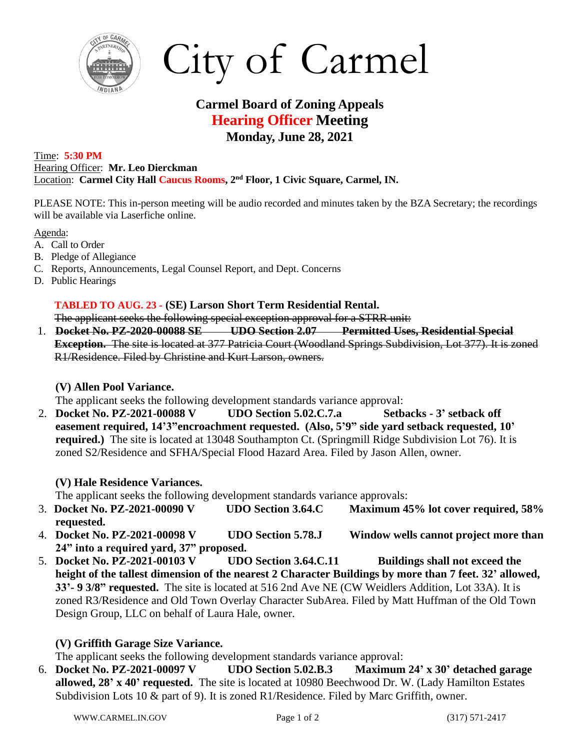# City of Carmel

## Carmel Board of Zoning Appeals
## Hearing Officer Meeting
## Monday, June 28, 2021

Time: **5:30 PM**
Hearing Officer: **Mr. Leo Dierckman**
Location: **Carmel City Hall Caucus Rooms, 2nd Floor, 1 Civic Square, Carmel, IN.**

PLEASE NOTE: This in-person meeting will be audio recorded and minutes taken by the BZA Secretary; the recordings will be available via Laserfiche online.

Agenda:

A. Call to Order
B. Pledge of Allegiance
C. Reports, Announcements, Legal Counsel Report, and Dept. Concerns
D. Public Hearings

**TABLED TO AUG. 23 - (SE) Larson Short Term Residential Rental.**
~~The applicant seeks the following special exception approval for a STRR unit:~~

1. ~~**Docket No. PZ-2020-00088 SE UDO Section 2.07 Permitted Uses, Residential Special Exception.** The site is located at 377 Patricia Court (Woodland Springs Subdivision, Lot 377). It is zoned R1/Residence. Filed by Christine and Kurt Larson, owners.~~

**(V) Allen Pool Variance.**
The applicant seeks the following development standards variance approval:

2. **Docket No. PZ-2021-00088 V UDO Section 5.02.C.7.a Setbacks - 3' setback off easement required, 14'3" encroachment requested. (Also, 5'9" side yard setback requested, 10' required.)** The site is located at 13048 Southampton Ct. (Springmill Ridge Subdivision Lot 76). It is zoned S2/Residence and SFHA/Special Flood Hazard Area. Filed by Jason Allen, owner.

**(V) Hale Residence Variances.**
The applicant seeks the following development standards variance approvals:

3. **Docket No. PZ-2021-00090 V UDO Section 3.64.C Maximum 45% lot cover required, 58% requested.**
4. **Docket No. PZ-2021-00098 V UDO Section 5.78.J Window wells cannot project more than 24" into a required yard, 37" proposed.**
5. **Docket No. PZ-2021-00103 V UDO Section 3.64.C.11 Buildings shall not exceed the height of the tallest dimension of the nearest 2 Character Buildings by more than 7 feet. 32' allowed, 33'- 9 3/8" requested.** The site is located at 516 2nd Ave NE (CW Weidlers Addition, Lot 33A). It is zoned R3/Residence and Old Town Overlay Character SubArea. Filed by Matt Huffman of the Old Town Design Group, LLC on behalf of Laura Hale, owner.

**(V) Griffith Garage Size Variance.**
The applicant seeks the following development standards variance approval:

6. **Docket No. PZ-2021-00097 V UDO Section 5.02.B.3 Maximum 24' x 30' detached garage allowed, 28' x 40' requested.** The site is located at 10980 Beechwood Dr. W. (Lady Hamilton Estates Subdivision Lots 10 & part of 9). It is zoned R1/Residence. Filed by Marc Griffith, owner.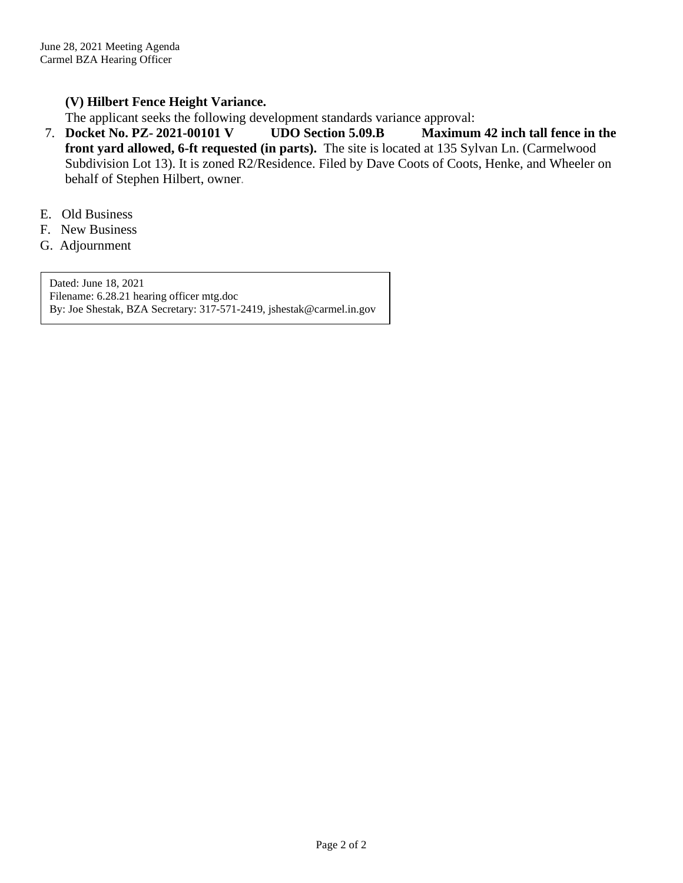**(V) Hilbert Fence Height Variance.**

The applicant seeks the following development standards variance approval:

7. **Docket No. PZ- 2021-00101 V UDO Section 5.09.B Maximum 42 inch tall fence in the front yard allowed, 6-ft requested (in parts).** The site is located at 135 Sylvan Ln. (Carmelwood Subdivision Lot 13). It is zoned R2/Residence. Filed by Dave Coots of Coots, Henke, and Wheeler on behalf of Stephen Hilbert, owner.

E. Old Business

F. New Business

G. Adjournment

Dated: June 18, 2021
Filename: 6.28.21 hearing officer mtg.doc
By: Joe Shestak, BZA Secretary: 317-571-2419, jshestak@carmel.in.gov